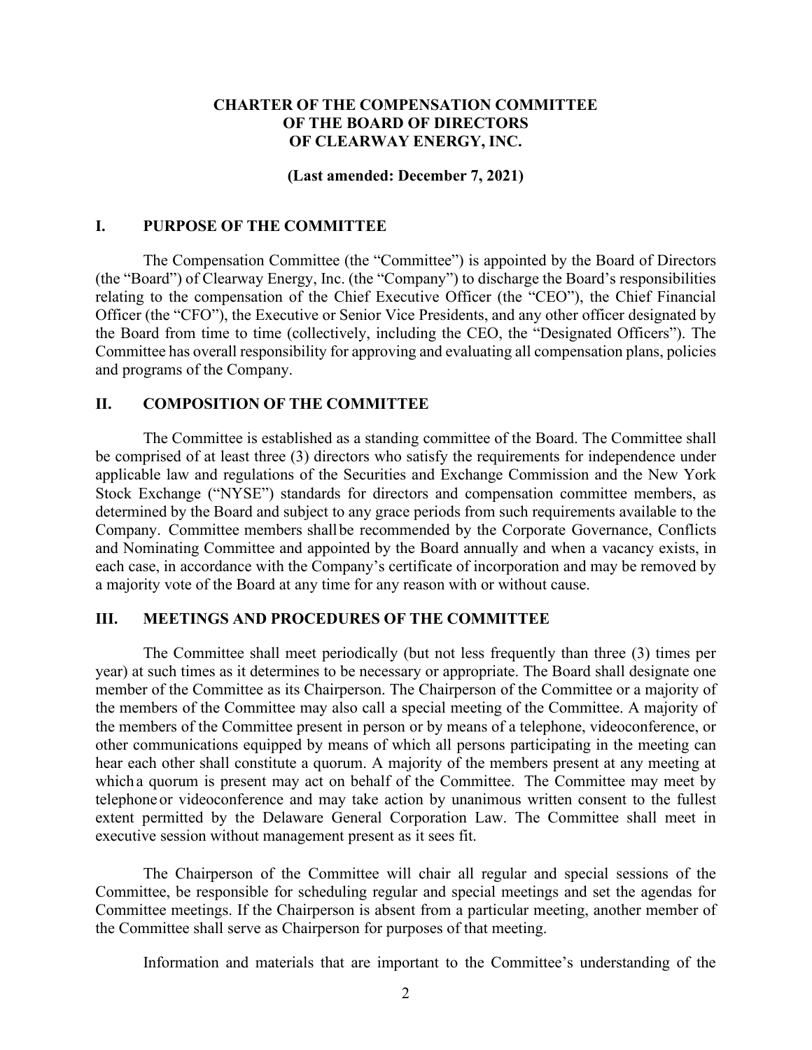# CHARTER OF THE COMPENSATION COMMITTEE OF THE BOARD OF DIRECTORS OF CLEARWAY ENERGY, INC.

**(Last amended: December 7, 2021)**

## I. PURPOSE OF THE COMMITTEE

The Compensation Committee (the "Committee") is appointed by the Board of Directors (the "Board") of Clearway Energy, Inc. (the "Company") to discharge the Board's responsibilities relating to the compensation of the Chief Executive Officer (the "CEO"), the Chief Financial Officer (the "CFO"), the Executive or Senior Vice Presidents, and any other officer designated by the Board from time to time (collectively, including the CEO, the "Designated Officers"). The Committee has overall responsibility for approving and evaluating all compensation plans, policies and programs of the Company.

## II. COMPOSITION OF THE COMMITTEE

The Committee is established as a standing committee of the Board. The Committee shall be comprised of at least three (3) directors who satisfy the requirements for independence under applicable law and regulations of the Securities and Exchange Commission and the New York Stock Exchange ("NYSE") standards for directors and compensation committee members, as determined by the Board and subject to any grace periods from such requirements available to the Company. Committee members shall be recommended by the Corporate Governance, Conflicts and Nominating Committee and appointed by the Board annually and when a vacancy exists, in each case, in accordance with the Company's certificate of incorporation and may be removed by a majority vote of the Board at any time for any reason with or without cause.

## III. MEETINGS AND PROCEDURES OF THE COMMITTEE

The Committee shall meet periodically (but not less frequently than three (3) times per year) at such times as it determines to be necessary or appropriate. The Board shall designate one member of the Committee as its Chairperson. The Chairperson of the Committee or a majority of the members of the Committee may also call a special meeting of the Committee. A majority of the members of the Committee present in person or by means of a telephone, videoconference, or other communications equipped by means of which all persons participating in the meeting can hear each other shall constitute a quorum. A majority of the members present at any meeting at which a quorum is present may act on behalf of the Committee. The Committee may meet by telephone or videoconference and may take action by unanimous written consent to the fullest extent permitted by the Delaware General Corporation Law. The Committee shall meet in executive session without management present as it sees fit.

The Chairperson of the Committee will chair all regular and special sessions of the Committee, be responsible for scheduling regular and special meetings and set the agendas for Committee meetings. If the Chairperson is absent from a particular meeting, another member of the Committee shall serve as Chairperson for purposes of that meeting.

Information and materials that are important to the Committee's understanding of the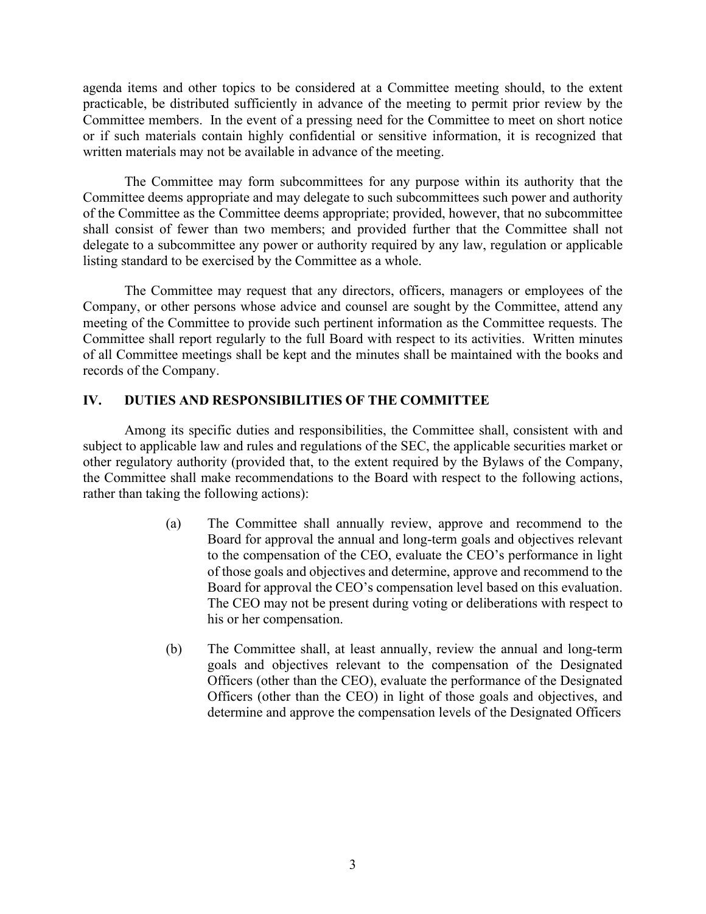agenda items and other topics to be considered at a Committee meeting should, to the extent practicable, be distributed sufficiently in advance of the meeting to permit prior review by the Committee members. In the event of a pressing need for the Committee to meet on short notice or if such materials contain highly confidential or sensitive information, it is recognized that written materials may not be available in advance of the meeting.

The Committee may form subcommittees for any purpose within its authority that the Committee deems appropriate and may delegate to such subcommittees such power and authority of the Committee as the Committee deems appropriate; provided, however, that no subcommittee shall consist of fewer than two members; and provided further that the Committee shall not delegate to a subcommittee any power or authority required by any law, regulation or applicable listing standard to be exercised by the Committee as a whole.

The Committee may request that any directors, officers, managers or employees of the Company, or other persons whose advice and counsel are sought by the Committee, attend any meeting of the Committee to provide such pertinent information as the Committee requests. The Committee shall report regularly to the full Board with respect to its activities. Written minutes of all Committee meetings shall be kept and the minutes shall be maintained with the books and records of the Company.

## IV. DUTIES AND RESPONSIBILITIES OF THE COMMITTEE

Among its specific duties and responsibilities, the Committee shall, consistent with and subject to applicable law and rules and regulations of the SEC, the applicable securities market or other regulatory authority (provided that, to the extent required by the Bylaws of the Company, the Committee shall make recommendations to the Board with respect to the following actions, rather than taking the following actions):

(a) The Committee shall annually review, approve and recommend to the Board for approval the annual and long-term goals and objectives relevant to the compensation of the CEO, evaluate the CEO's performance in light of those goals and objectives and determine, approve and recommend to the Board for approval the CEO's compensation level based on this evaluation. The CEO may not be present during voting or deliberations with respect to his or her compensation.

(b) The Committee shall, at least annually, review the annual and long-term goals and objectives relevant to the compensation of the Designated Officers (other than the CEO), evaluate the performance of the Designated Officers (other than the CEO) in light of those goals and objectives, and determine and approve the compensation levels of the Designated Officers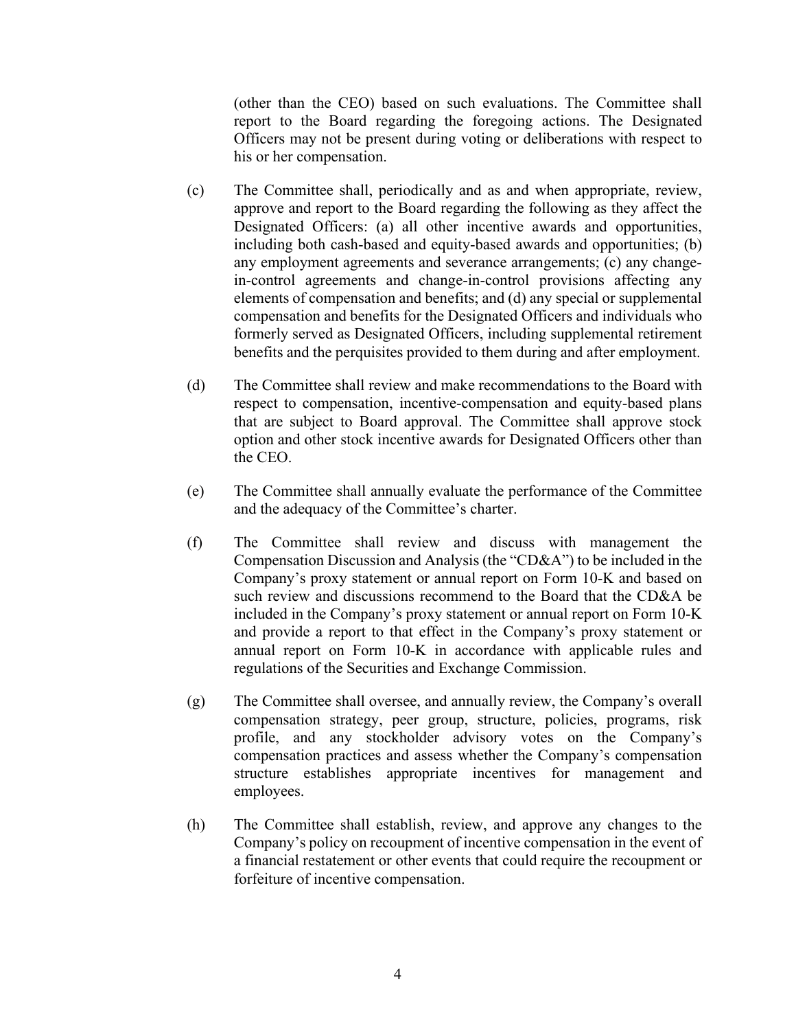(other than the CEO) based on such evaluations. The Committee shall report to the Board regarding the foregoing actions. The Designated Officers may not be present during voting or deliberations with respect to his or her compensation.

(c) The Committee shall, periodically and as and when appropriate, review, approve and report to the Board regarding the following as they affect the Designated Officers: (a) all other incentive awards and opportunities, including both cash-based and equity-based awards and opportunities; (b) any employment agreements and severance arrangements; (c) any change-in-control agreements and change-in-control provisions affecting any elements of compensation and benefits; and (d) any special or supplemental compensation and benefits for the Designated Officers and individuals who formerly served as Designated Officers, including supplemental retirement benefits and the perquisites provided to them during and after employment.

(d) The Committee shall review and make recommendations to the Board with respect to compensation, incentive-compensation and equity-based plans that are subject to Board approval. The Committee shall approve stock option and other stock incentive awards for Designated Officers other than the CEO.

(e) The Committee shall annually evaluate the performance of the Committee and the adequacy of the Committee's charter.

(f) The Committee shall review and discuss with management the Compensation Discussion and Analysis (the "CD&A") to be included in the Company's proxy statement or annual report on Form 10-K and based on such review and discussions recommend to the Board that the CD&A be included in the Company's proxy statement or annual report on Form 10-K and provide a report to that effect in the Company's proxy statement or annual report on Form 10-K in accordance with applicable rules and regulations of the Securities and Exchange Commission.

(g) The Committee shall oversee, and annually review, the Company's overall compensation strategy, peer group, structure, policies, programs, risk profile, and any stockholder advisory votes on the Company's compensation practices and assess whether the Company's compensation structure establishes appropriate incentives for management and employees.

(h) The Committee shall establish, review, and approve any changes to the Company's policy on recoupment of incentive compensation in the event of a financial restatement or other events that could require the recoupment or forfeiture of incentive compensation.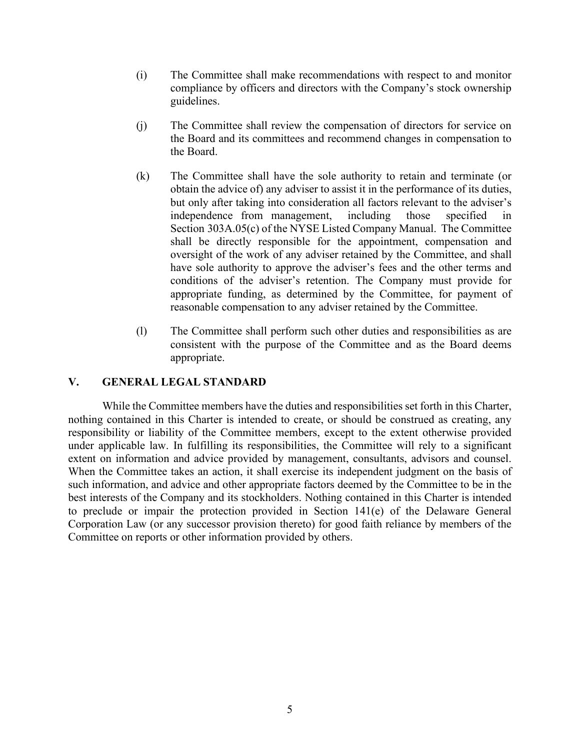(i) The Committee shall make recommendations with respect to and monitor compliance by officers and directors with the Company's stock ownership guidelines.

(j) The Committee shall review the compensation of directors for service on the Board and its committees and recommend changes in compensation to the Board.

(k) The Committee shall have the sole authority to retain and terminate (or obtain the advice of) any adviser to assist it in the performance of its duties, but only after taking into consideration all factors relevant to the adviser's independence from management, including those specified in Section 303A.05(c) of the NYSE Listed Company Manual. The Committee shall be directly responsible for the appointment, compensation and oversight of the work of any adviser retained by the Committee, and shall have sole authority to approve the adviser's fees and the other terms and conditions of the adviser's retention. The Company must provide for appropriate funding, as determined by the Committee, for payment of reasonable compensation to any adviser retained by the Committee.

(l) The Committee shall perform such other duties and responsibilities as are consistent with the purpose of the Committee and as the Board deems appropriate.

## V. GENERAL LEGAL STANDARD

While the Committee members have the duties and responsibilities set forth in this Charter, nothing contained in this Charter is intended to create, or should be construed as creating, any responsibility or liability of the Committee members, except to the extent otherwise provided under applicable law. In fulfilling its responsibilities, the Committee will rely to a significant extent on information and advice provided by management, consultants, advisors and counsel. When the Committee takes an action, it shall exercise its independent judgment on the basis of such information, and advice and other appropriate factors deemed by the Committee to be in the best interests of the Company and its stockholders. Nothing contained in this Charter is intended to preclude or impair the protection provided in Section 141(e) of the Delaware General Corporation Law (or any successor provision thereto) for good faith reliance by members of the Committee on reports or other information provided by others.